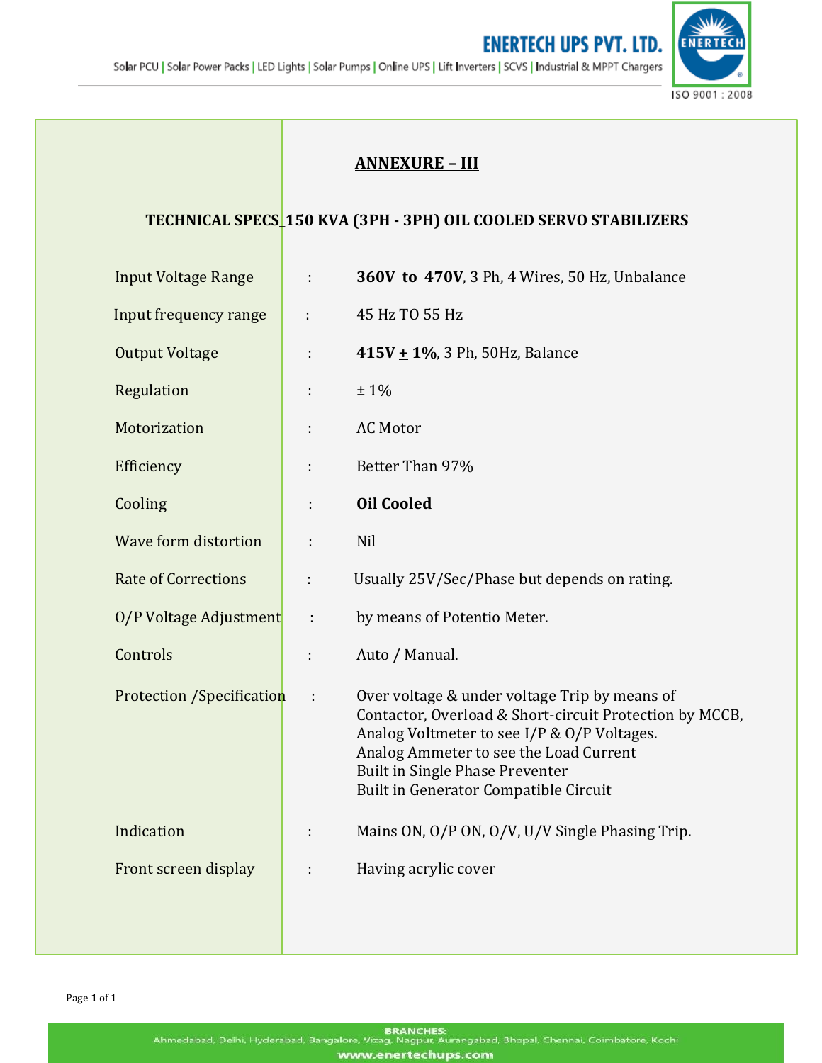## ANNEXURE – III

### TECHNICAL SPECS_150 KVA (3PH - 3PH) OIL COOLED SERVO STABILIZERS

| | | |
|---|---|---|
| Input Voltage Range | : | **360V to 470V**, 3 Ph, 4 Wires, 50 Hz, Unbalance |
| Input frequency range | : | 45 Hz TO 55 Hz |
| Output Voltage | : | **415V ± 1%**, 3 Ph, 50Hz, Balance |
| Regulation | : | ± 1% |
| Motorization | : | AC Motor |
| Efficiency | : | Better Than 97% |
| Cooling | : | **Oil Cooled** |
| Wave form distortion | : | Nil |
| Rate of Corrections | : | Usually 25V/Sec/Phase but depends on rating. |
| O/P Voltage Adjustment | : | by means of Potentio Meter. |
| Controls | : | Auto / Manual. |
| Protection /Specification | : | Over voltage & under voltage Trip by means of Contactor, Overload & Short-circuit Protection by MCCB, Analog Voltmeter to see I/P & O/P Voltages. Analog Ammeter to see the Load Current Built in Single Phase Preventer Built in Generator Compatible Circuit |
| Indication | : | Mains ON, O/P ON, O/V, U/V Single Phasing Trip. |
| Front screen display | : | Having acrylic cover |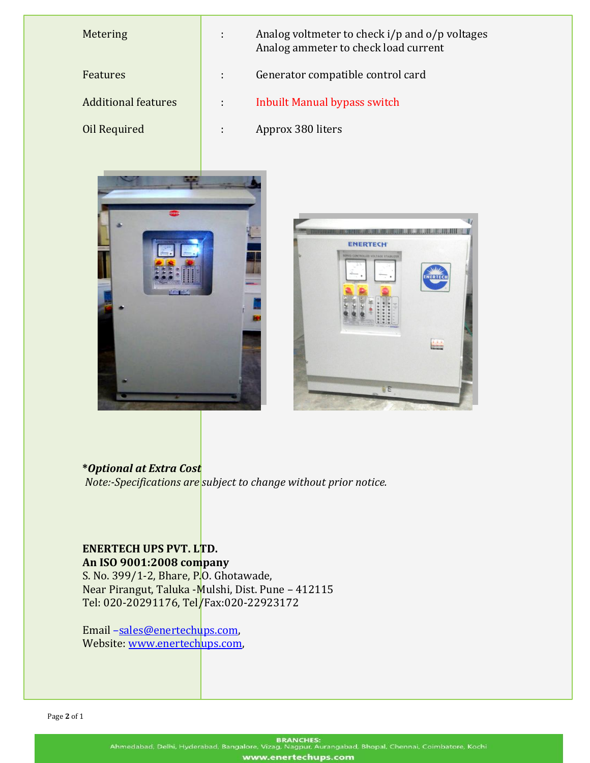| | | |
|---|---|---|
| Metering | : | Analog voltmeter to check i/p and o/p voltages<br>Analog ammeter to check load current |
| Features | : | Generator compatible control card |
| Additional features | : | Inbuilt Manual bypass switch |
| Oil Required | : | Approx 380 liters |

***Optional at Extra Cost**

*Note:-Specifications are subject to change without prior notice.*

**ENERTECH UPS PVT. LTD.**
**An ISO 9001:2008 company**
S. No. 399/1-2, Bhare, P.O. Ghotawade,
Near Pirangut, Taluka -Mulshi, Dist. Pune – 412115
Tel: 020-20291176, Tel/Fax:020-22923172

Email –sales@enertechups.com,
Website: www.enertechups.com,

BRANCHES:
Ahmedabad, Delhi, Hyderabad, Bangalore, Vizag, Nagpur, Aurangabad, Bhopal, Chennai, Coimbatore, Kochi
www.enertechups.com